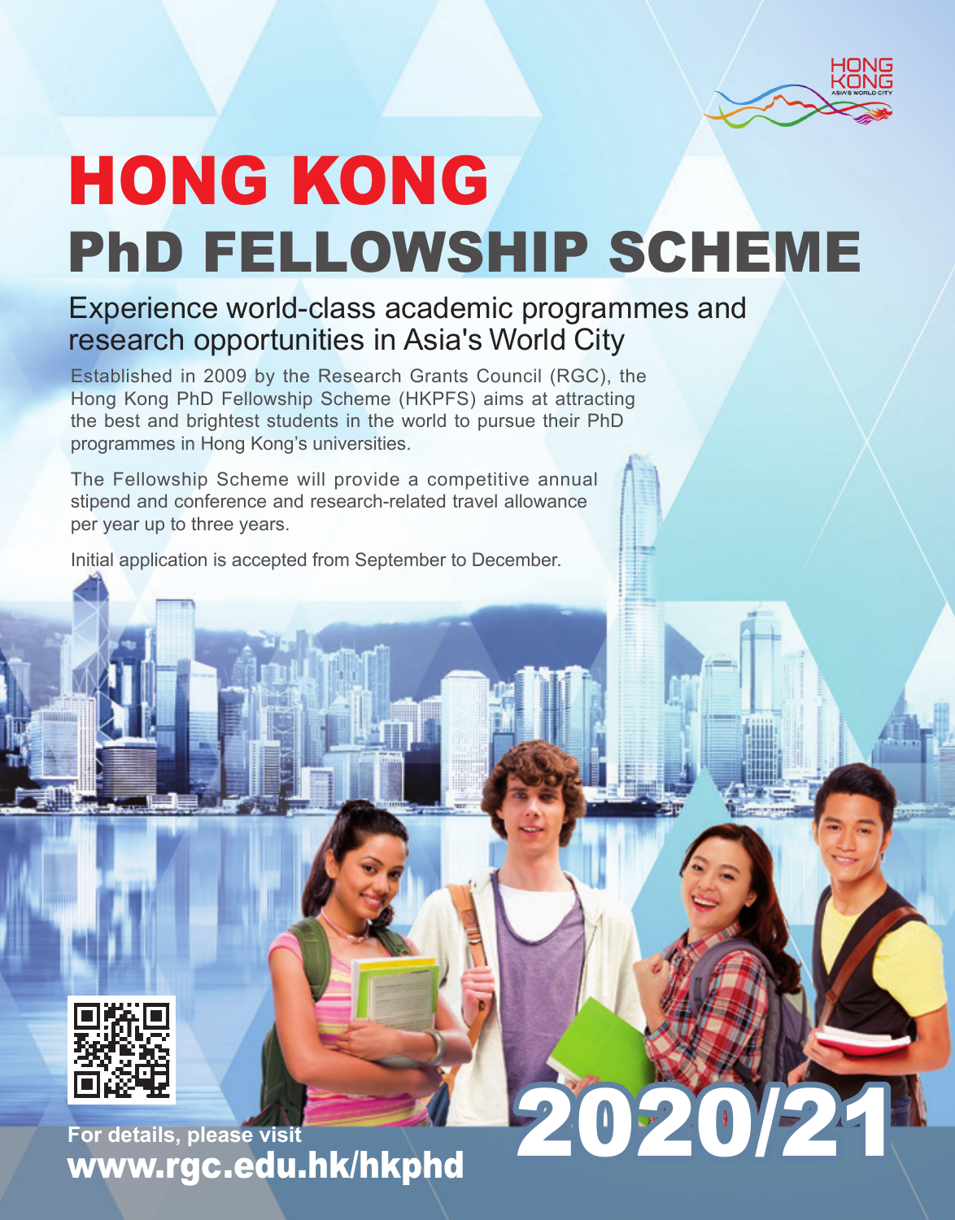HONG KONG
ASIA'S WORLD CITY

# HONG KONG PhD FELLOWSHIP SCHEME

## Experience world-class academic programmes and research opportunities in Asia's World City

Established in 2009 by the Research Grants Council (RGC), the Hong Kong PhD Fellowship Scheme (HKPFS) aims at attracting the best and brightest students in the world to pursue their PhD programmes in Hong Kong's universities.

The Fellowship Scheme will provide a competitive annual stipend and conference and research-related travel allowance per year up to three years.

Initial application is accepted from September to December.

**For details, please visit**
**www.rgc.edu.hk/hkphd**

# 2020/21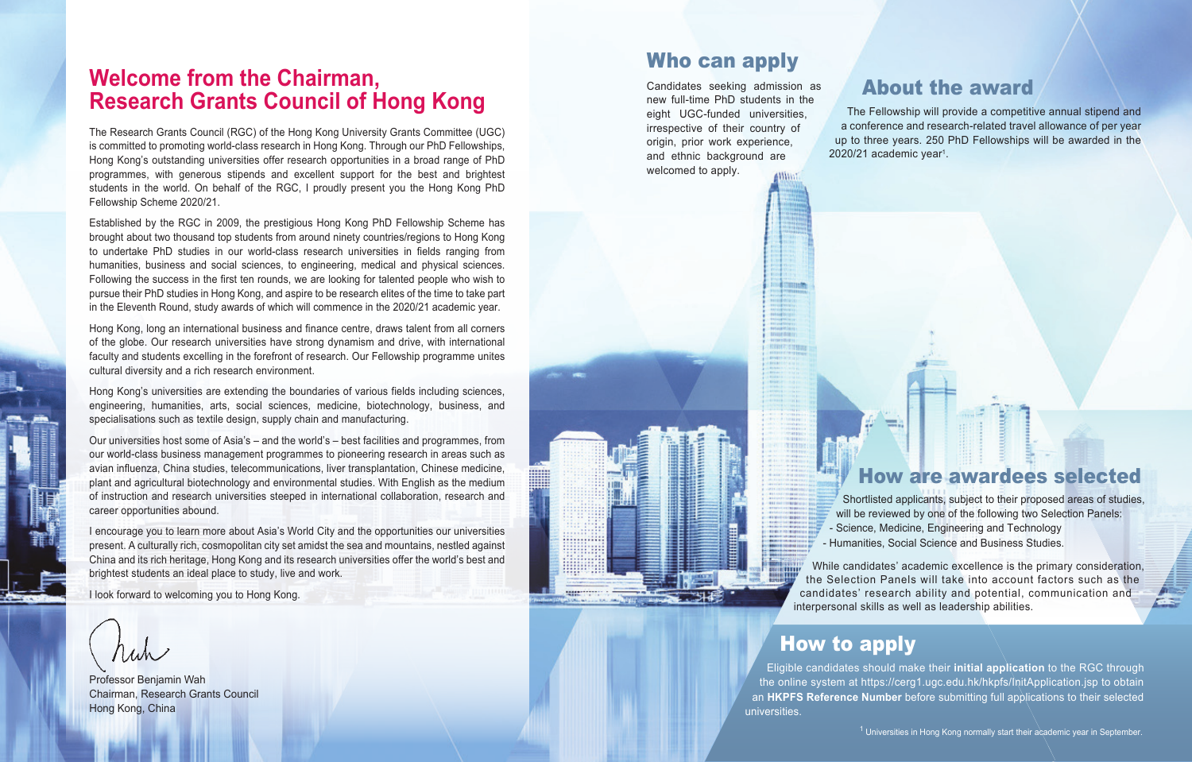## Welcome from the Chairman, Research Grants Council of Hong Kong

The Research Grants Council (RGC) of the Hong Kong University Grants Committee (UGC) is committed to promoting world-class research in Hong Kong. Through our PhD Fellowships, Hong Kong's outstanding universities offer research opportunities in a broad range of PhD programmes, with generous stipends and excellent support for the best and brightest students in the world. On behalf of the RGC, I proudly present you the Hong Kong PhD Fellowship Scheme 2020/21.

Established by the RGC in 2009, the prestigious Hong Kong PhD Fellowship Scheme has brought about two thousand top students from around ninety countries/regions to Hong Kong to undertake PhD studies in our world-class research universities in fields ranging from humanities, business and social sciences, to engineering, medical and physical sciences. Following the success in the first ten rounds, we are looking for talented people who wish to pursue their PhD studies in Hong Kong, and aspire to be research elites of the time to take part in the Eleventh Round, study awards of which will commence in the 2020/21 academic year.

Hong Kong, long an international business and finance centre, draws talent from all corners of the globe. Our research universities have strong dynamism and drive, with international faculty and students excelling in the forefront of research. Our Fellowship programme unites cultural diversity and a rich research environment.

Hong Kong's universities are extending the boundaries of various fields including sciences, engineering, humanities, arts, social sciences, medicine, biotechnology, business, and specialisations such as textile design, supply chain and manufacturing.

Our universities host some of Asia's – and the world's – best facilities and programmes, from our world-class business management programmes to pioneering research in areas such as avian influenza, China studies, telecommunications, liver transplantation, Chinese medicine, plant and agricultural biotechnology and environmental studies. With English as the medium of instruction and research universities steeped in international collaboration, research and career opportunities abound.

I encourage you to learn more about Asia's World City and the opportunities our universities present. A culturally rich, cosmopolitan city set amidst the sea and mountains, nestled against China and its rich heritage, Hong Kong and its research universities offer the world's best and brightest students an ideal place to study, live and work.

I look forward to welcoming you to Hong Kong.

Professor Benjamin Wah
Chairman, Research Grants Council
Hong Kong, China

## Who can apply

Candidates seeking admission as new full-time PhD students in the eight UGC-funded universities, irrespective of their country of origin, prior work experience, and ethnic background are welcomed to apply.

## About the award

The Fellowship will provide a competitive annual stipend and a conference and research-related travel allowance of per year up to three years. 250 PhD Fellowships will be awarded in the 2020/21 academic year[1].

## How are awardees selected

Shortlisted applicants, subject to their proposed areas of studies, will be reviewed by one of the following two Selection Panels:

- Science, Medicine, Engineering and Technology
- Humanities, Social Science and Business Studies.

While candidates' academic excellence is the primary consideration, the Selection Panels will take into account factors such as the candidates' research ability and potential, communication and interpersonal skills as well as leadership abilities.

## How to apply

Eligible candidates should make their **initial application** to the RGC through the online system at https://cerg1.ugc.edu.hk/hkpfs/InitApplication.jsp to obtain an **HKPFS Reference Number** before submitting full applications to their selected universities.

[1] Universities in Hong Kong normally start their academic year in September.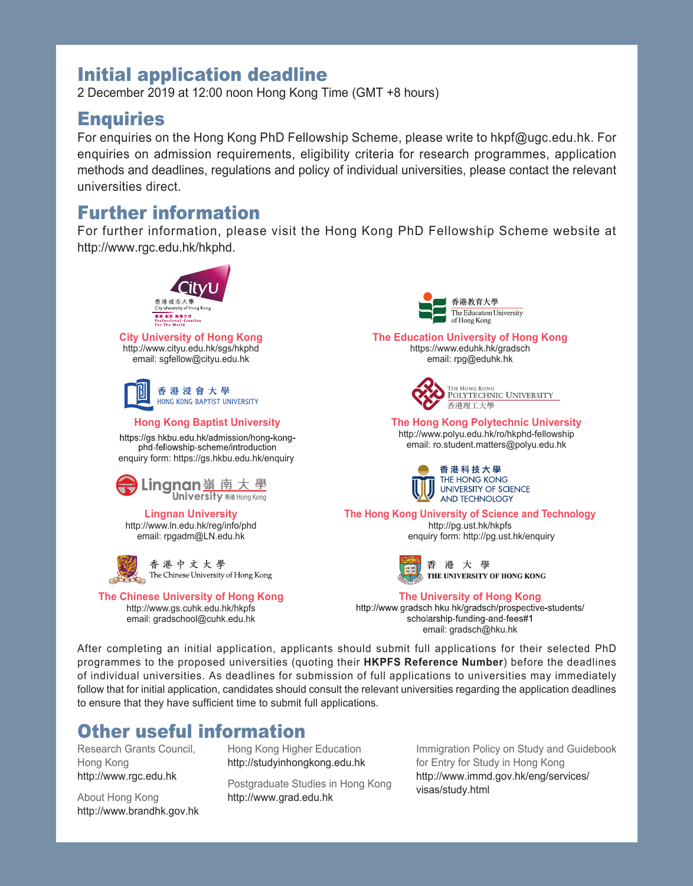## Initial application deadline

2 December 2019 at 12:00 noon Hong Kong Time (GMT +8 hours)

## Enquiries

For enquiries on the Hong Kong PhD Fellowship Scheme, please write to hkpf@ugc.edu.hk. For enquiries on admission requirements, eligibility criteria for research programmes, application methods and deadlines, regulations and policy of individual universities, please contact the relevant universities direct.

## Further information

For further information, please visit the Hong Kong PhD Fellowship Scheme website at http://www.rgc.edu.hk/hkphd.

**City University of Hong Kong**
http://www.cityu.edu.hk/sgs/hkphd
email: sgfellow@cityu.edu.hk

**Hong Kong Baptist University**
https://gs.hkbu.edu.hk/admission/hong-kong-phd-fellowship-scheme/introduction
enquiry form: https://gs.hkbu.edu.hk/enquiry

**Lingnan University**
http://www.ln.edu.hk/reg/info/phd
email: rpgadm@LN.edu.hk

**The Chinese University of Hong Kong**
http://www.gs.cuhk.edu.hk/hkpfs
email: gradschool@cuhk.edu.hk

**The Education University of Hong Kong**
https://www.eduhk.hk/gradsch
email: rpg@eduhk.hk

**The Hong Kong Polytechnic University**
http://www.polyu.edu.hk/ro/hkphd-fellowship
email: ro.student.matters@polyu.edu.hk

**The Hong Kong University of Science and Technology**
http://pg.ust.hk/hkpfs
enquiry form: http://pg.ust.hk/enquiry

**The University of Hong Kong**
http://www.gradsch.hku.hk/gradsch/prospective-students/scholarship-funding-and-fees#1
email: gradsch@hku.hk

After completing an initial application, applicants should submit full applications for their selected PhD programmes to the proposed universities (quoting their **HKPFS Reference Number**) before the deadlines of individual universities. As deadlines for submission of full applications to universities may immediately follow that for initial application, candidates should consult the relevant universities regarding the application deadlines to ensure that they have sufficient time to submit full applications.

## Other useful information

Research Grants Council, Hong Kong
http://www.rgc.edu.hk

About Hong Kong
http://www.brandhk.gov.hk

Hong Kong Higher Education
http://studyinhongkong.edu.hk

Postgraduate Studies in Hong Kong
http://www.grad.edu.hk

Immigration Policy on Study and Guidebook for Entry for Study in Hong Kong
http://www.immd.gov.hk/eng/services/visas/study.html